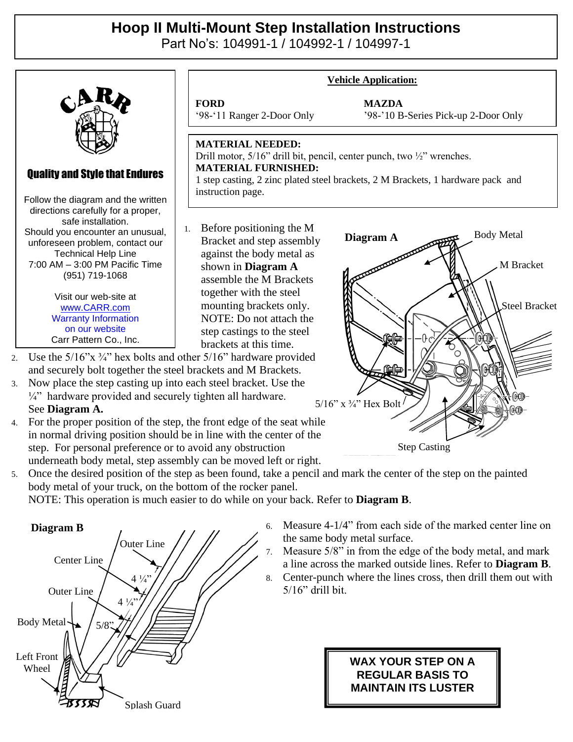# Hoop II Multi-Mount Step Installation Instructions

Part No's: 104991-1 / 104992-1 / 104997-1

**Quality and Style that Endures**

Follow the diagram and the written directions carefully for a proper, safe installation.
Should you encounter an unusual, unforeseen problem, contact our Technical Help Line
7:00 AM – 3:00 PM Pacific Time
(951) 719-1068

Visit our web-site at
www.CARR.com
Warranty Information on our website
Carr Pattern Co., Inc.

**Vehicle Application:**

| FORD | MAZDA |
|---|---|
| '98-'11 Ranger 2-Door Only | '98-'10 B-Series Pick-up 2-Door Only |

**MATERIAL NEEDED:**
Drill motor, 5/16" drill bit, pencil, center punch, two ½" wrenches.
**MATERIAL FURNISHED:**
1 step casting, 2 zinc plated steel brackets, 2 M Brackets, 1 hardware pack and instruction page.

1. Before positioning the M Bracket and step assembly against the body metal as shown in **Diagram A** assemble the M Brackets together with the steel mounting brackets only. NOTE: Do not attach the step castings to the steel brackets at this time.
2. Use the 5/16"x ¾" hex bolts and other 5/16" hardware provided and securely bolt together the steel brackets and M Brackets.
3. Now place the step casting up into each steel bracket. Use the ¼" hardware provided and securely tighten all hardware. See **Diagram A.**
4. For the proper position of the step, the front edge of the seat while in normal driving position should be in line with the center of the step. For personal preference or to avoid any obstruction underneath body metal, step assembly can be moved left or right.
5. Once the desired position of the step as been found, take a pencil and mark the center of the step on the painted body metal of your truck, on the bottom of the rocker panel.
   NOTE: This operation is much easier to do while on your back. Refer to **Diagram B**.
6. Measure 4-1/4" from each side of the marked center line on the same body metal surface.
7. Measure 5/8" in from the edge of the body metal, and mark a line across the marked outside lines. Refer to **Diagram B**.
8. Center-punch where the lines cross, then drill them out with 5/16" drill bit.

**WAX YOUR STEP ON A REGULAR BASIS TO MAINTAIN ITS LUSTER**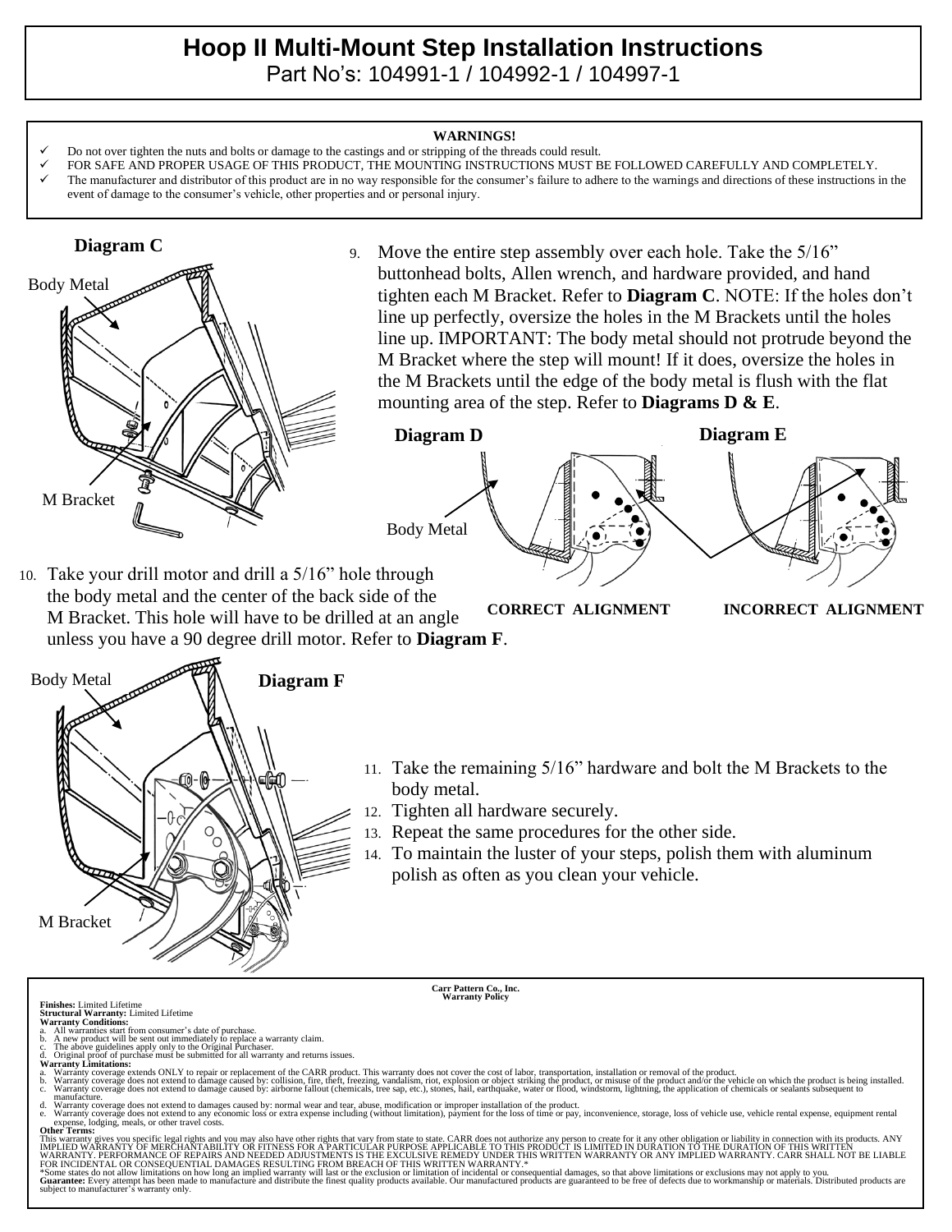# Hoop II Multi-Mount Step Installation Instructions

Part No's: 104991-1 / 104992-1 / 104997-1

**WARNINGS!**

- ✓ Do not over tighten the nuts and bolts or damage to the castings and or stripping of the threads could result.
- ✓ FOR SAFE AND PROPER USAGE OF THIS PRODUCT, THE MOUNTING INSTRUCTIONS MUST BE FOLLOWED CAREFULLY AND COMPLETELY.
- ✓ The manufacturer and distributor of this product are in no way responsible for the consumer's failure to adhere to the warnings and directions of these instructions in the event of damage to the consumer's vehicle, other properties and or personal injury.

**Diagram C**

Body Metal

M Bracket

9. Move the entire step assembly over each hole. Take the 5/16" buttonhead bolts, Allen wrench, and hardware provided, and hand tighten each M Bracket. Refer to **Diagram C**. NOTE: If the holes don't line up perfectly, oversize the holes in the M Brackets until the holes line up. IMPORTANT: The body metal should not protrude beyond the M Bracket where the step will mount! If it does, oversize the holes in the M Brackets until the edge of the body metal is flush with the flat mounting area of the step. Refer to **Diagrams D & E**.

**Diagram D**

Body Metal

**CORRECT ALIGNMENT**

**Diagram E**

**INCORRECT ALIGNMENT**

10. Take your drill motor and drill a 5/16" hole through the body metal and the center of the back side of the M Bracket. This hole will have to be drilled at an angle unless you have a 90 degree drill motor. Refer to **Diagram F**.

**Diagram F**

Body Metal

M Bracket

11. Take the remaining 5/16" hardware and bolt the M Brackets to the body metal.
12. Tighten all hardware securely.
13. Repeat the same procedures for the other side.
14. To maintain the luster of your steps, polish them with aluminum polish as often as you clean your vehicle.

**Carr Pattern Co., Inc.**
**Warranty Policy**

**Finishes:** Limited Lifetime
**Structural Warranty:** Limited Lifetime
**Warranty Conditions:**

a. All warranties start from consumer's date of purchase.
b. A new product will be sent out immediately to replace a warranty claim.
c. The above guidelines apply only to the Original Purchaser.
d. Original proof of purchase must be submitted for all warranty and returns issues.

**Warranty Limitations:**

a. Warranty coverage extends ONLY to repair or replacement of the CARR product. This warranty does not cover the cost of labor, transportation, installation or removal of the product.
b. Warranty coverage does not extend to damage caused by: collision, fire, theft, freezing, vandalism, riot, explosion or object striking the product, or misuse of the product and/or the vehicle on which the product is being installed.
c. Warranty coverage does not extend to damage caused by: airborne fallout (chemicals, tree sap, etc.), stones, hail, earthquake, water or flood, windstorm, lightning, the application of chemicals or sealants subsequent to manufacture.
d. Warranty coverage does not extend to damages caused by: normal wear and tear, abuse, modification or improper installation of the product.
e. Warranty coverage does not extend to any economic loss or extra expense including (without limitation), payment for the loss of time or pay, inconvenience, storage, loss of vehicle use, vehicle rental expense, equipment rental expense, lodging, meals, or other travel costs.

**Other Terms:**
This warranty gives you specific legal rights and you may also have other rights that vary from state to state. CARR does not authorize any person to create for it any other obligation or liability in connection with its products. ANY IMPLIED WARRANTY OF MERCHANTABILITY OR FITNESS FOR A PARTICULAR PURPOSE APPLICABLE TO THIS PRODUCT IS LIMITED IN DURATION TO THE DURATION OF THIS WRITTEN WARRANTY. PERFORMANCE OF REPAIRS AND NEEDED ADJUSTMENTS IS THE EXCULSIVE REMEDY UNDER THIS WRITTEN WARRANTY OR ANY IMPLIED WARRANTY. CARR SHALL NOT BE LIABLE FOR INCIDENTAL OR CONSEQUENTIAL DAMAGES RESULTING FROM BREACH OF THIS WRITTEN WARRANTY.*
*Some states do not allow limitations on how long an implied warranty will last or the exclusion or limitation of incidental or consequential damages, so that above limitations or exclusions may not apply to you.
**Guarantee:** Every attempt has been made to manufacture and distribute the finest quality products available. Our manufactured products are guaranteed to be free of defects due to workmanship or materials. Distributed products are subject to manufacturer's warranty only.